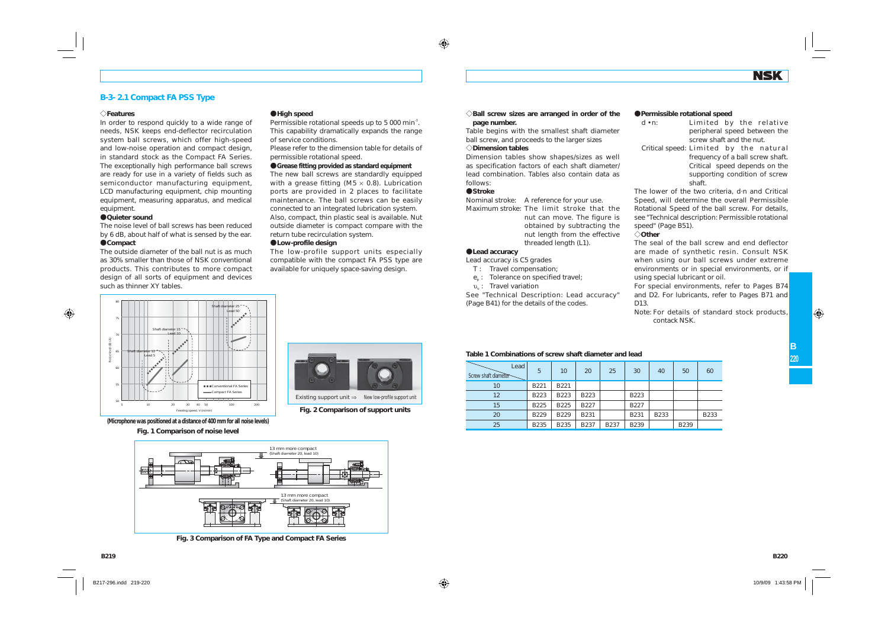## B-3-2.1 Compact FA PSS Type

### ◇Features

In order to respond quickly to a wide range of needs, NSK keeps end-deflector recirculation system ball screws, which offer high-speed and low-noise operation and compact design, in standard stock as the Compact FA Series. The exceptionally high performance ball screws are ready for use in a variety of fields such as semiconductor manufacturing equipment, LCD manufacturing equipment, chip mounting equipment, measuring apparatus, and medical equipment.

#### ●Quieter sound

The noise level of ball screws has been reduced by 6 dB, about half of what is sensed by the ear.

#### ●Compact

The outside diameter of the ball nut is as much as 30% smaller than those of NSK conventional products. This contributes to more compact design of all sorts of equipment and devices such as thinner XY tables.

#### ●High speed

Permissible rotational speeds up to 5 000 $min^{-1}$. This capability dramatically expands the range of service conditions.

Please refer to the dimension table for details of permissible rotational speed.

#### ●Grease fitting provided as standard equipment

The new ball screws are standardly equipped with a grease fitting (M5 × 0.8). Lubrication ports are provided in 2 places to facilitate maintenance. The ball screws can be easily connected to an integrated lubrication system.

Also, compact, thin plastic seal is available. Nut outside diameter is compact compare with the return tube recirculation system.

#### ●Low-profile design

The low-profile support units especially compatible with the compact FA PSS type are available for uniquely space-saving design.

(Microphone was positioned at a distance of 400 mm for all noise levels)

**Fig. 1 Comparison of noise level**

**Fig. 2 Comparison of support units**

**Fig. 3 Comparison of FA Type and Compact FA Series**

### ◇Ball screw sizes are arranged in order of the page number.

Table begins with the smallest shaft diameter ball screw, and proceeds to the larger sizes

### ◇Dimension tables

Dimension tables show shapes/sizes as well as specification factors of each shaft diameter/lead combination. Tables also contain data as follows:

#### ●Stroke

Nominal stroke: A reference for your use.

Maximum stroke: The limit stroke that the nut can move. The figure is obtained by subtracting the nut length from the effective threaded length (L1).

#### ●Lead accuracy

Lead accuracy is C5 grades

- T : Travel compensation;
- $e_p$ : Tolerance on specified travel;
- $\upsilon_u$ : Travel variation

See "Technical Description: Lead accuracy" (Page B41) for the details of the codes.

#### ●Permissible rotational speed

d • n: Limited by the relative peripheral speed between the screw shaft and the nut.

Critical speed: Limited by the natural frequency of a ball screw shaft. Critical speed depends on the supporting condition of screw shaft.

The lower of the two criteria, d·n and Critical Speed, will determine the overall Permissible Rotational Speed of the ball screw. For details, see "Technical description: Permissible rotational speed" (Page B51).

### ◇Other

The seal of the ball screw and end deflector are made of synthetic resin. Consult NSK when using our ball screws under extreme environments or in special environments, or if using special lubricant or oil.

For special environments, refer to Pages B74 and D2. For lubricants, refer to Pages B71 and D13.

Note: For details of standard stock products, contact NSK.

**Table 1 Combinations of screw shaft diameter and lead**

| Screw shaft diameter \ Lead | 5 | 10 | 20 | 25 | 30 | 40 | 50 | 60 |
|---|---|---|---|---|---|---|---|---|
| 10 | B221 | B221 | | | | | | |
| 12 | B223 | B223 | B223 | | B223 | | | |
| 15 | B225 | B225 | B227 | | B227 | | | |
| 20 | B229 | B229 | B231 | | B231 | B233 | | B233 |
| 25 | B235 | B235 | B237 | B237 | B239 | | B239 | |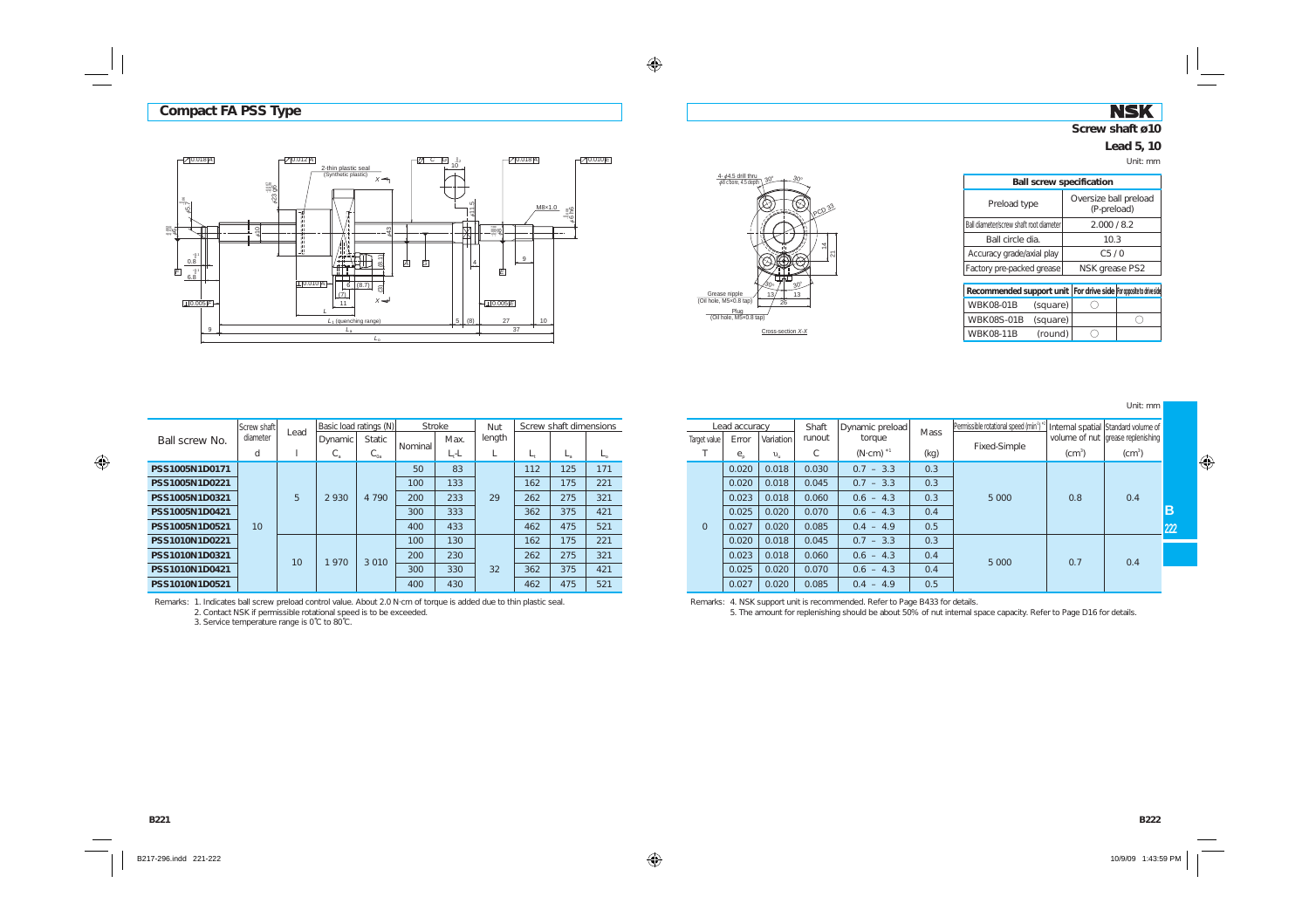## Compact FA PSS Type

**Screw shaft ø10**

**Lead 5, 10**

Unit: mm

| Ball screw specification | |
|---|---|
| Preload type | Oversize ball preload (P-preload) |
| Ball diameter/screw shaft root diameter | 2.000 / 8.2 |
| Ball circle dia. | 10.3 |
| Accuracy grade/axial play | C5 / 0 |
| Factory pre-packed grease | NSK grease PS2 |

| Recommended support unit | | For drive side | For opposite to drive side |
|---|---|---|---|
| WBK08-01B | (square) | ○ | |
| WBK08S-01B | (square) | | ○ |
| WBK08-11B | (round) | ○ | |

Unit: mm

| Ball screw No. | Screw shaft diameter | Lead | Basic load ratings (N) | | Stroke | | Nut length | Screw shaft dimensions | | | Lead accuracy | | | Shaft runout | Dynamic preload torque | Mass | Permissible rotational speed (min⁻¹) *2 | Internal spatial volume of nut | Standard volume of grease replenishing |
|---|---|---|---|---|---|---|---|---|---|---|---|---|---|---|---|---|---|---|---|
| | d | l | Dynamic $C_a$ | Static $C_{0a}$ | Nominal | Max. $L_t$-L | L | $L_1$ | $L_a$ | $L_0$ | Target value T | Error $e_p$ | Variation $\upsilon_u$ | C | (N·cm) *1 | (kg) | Fixed-Simple | (cm³) | (cm³) |
| PSS1005N1D0171 | 10 | 5 | 2 930 | 4 790 | 50 | 83 | 29 | 112 | 125 | 171 | 0 | 0.020 | 0.018 | 0.030 | 0.7 – 3.3 | 0.3 | 5 000 | 0.8 | 0.4 |
| PSS1005N1D0221 | | | | | 100 | 133 | | 162 | 175 | 221 | | 0.020 | 0.018 | 0.045 | 0.7 – 3.3 | 0.3 | | | |
| PSS1005N1D0321 | | | | | 200 | 233 | | 262 | 275 | 321 | | 0.023 | 0.018 | 0.060 | 0.6 – 4.3 | 0.3 | | | |
| PSS1005N1D0421 | | | | | 300 | 333 | | 362 | 375 | 421 | | 0.025 | 0.020 | 0.070 | 0.6 – 4.3 | 0.4 | | | |
| PSS1005N1D0521 | | | | | 400 | 433 | | 462 | 475 | 521 | | 0.027 | 0.020 | 0.085 | 0.4 – 4.9 | 0.5 | | | |
| PSS1010N1D0221 | | 10 | 1 970 | 3 010 | 100 | 130 | 32 | 162 | 175 | 221 | | 0.020 | 0.018 | 0.045 | 0.7 – 3.3 | 0.3 | 5 000 | 0.7 | 0.4 |
| PSS1010N1D0321 | | | | | 200 | 230 | | 262 | 275 | 321 | | 0.023 | 0.018 | 0.060 | 0.6 – 4.3 | 0.4 | | | |
| PSS1010N1D0421 | | | | | 300 | 330 | | 362 | 375 | 421 | | 0.025 | 0.020 | 0.070 | 0.6 – 4.3 | 0.4 | | | |
| PSS1010N1D0521 | | | | | 400 | 430 | | 462 | 475 | 521 | | 0.027 | 0.020 | 0.085 | 0.4 – 4.9 | 0.5 | | | |

Remarks:
1. Indicates ball screw preload control value. About 2.0 N·cm of torque is added due to thin plastic seal.
2. Contact NSK if permissible rotational speed is to be exceeded.
3. Service temperature range is 0℃ to 80℃.
4. NSK support unit is recommended. Refer to Page B433 for details.
5. The amount for replenishing should be about 50% of nut internal space capacity. Refer to Page D16 for details.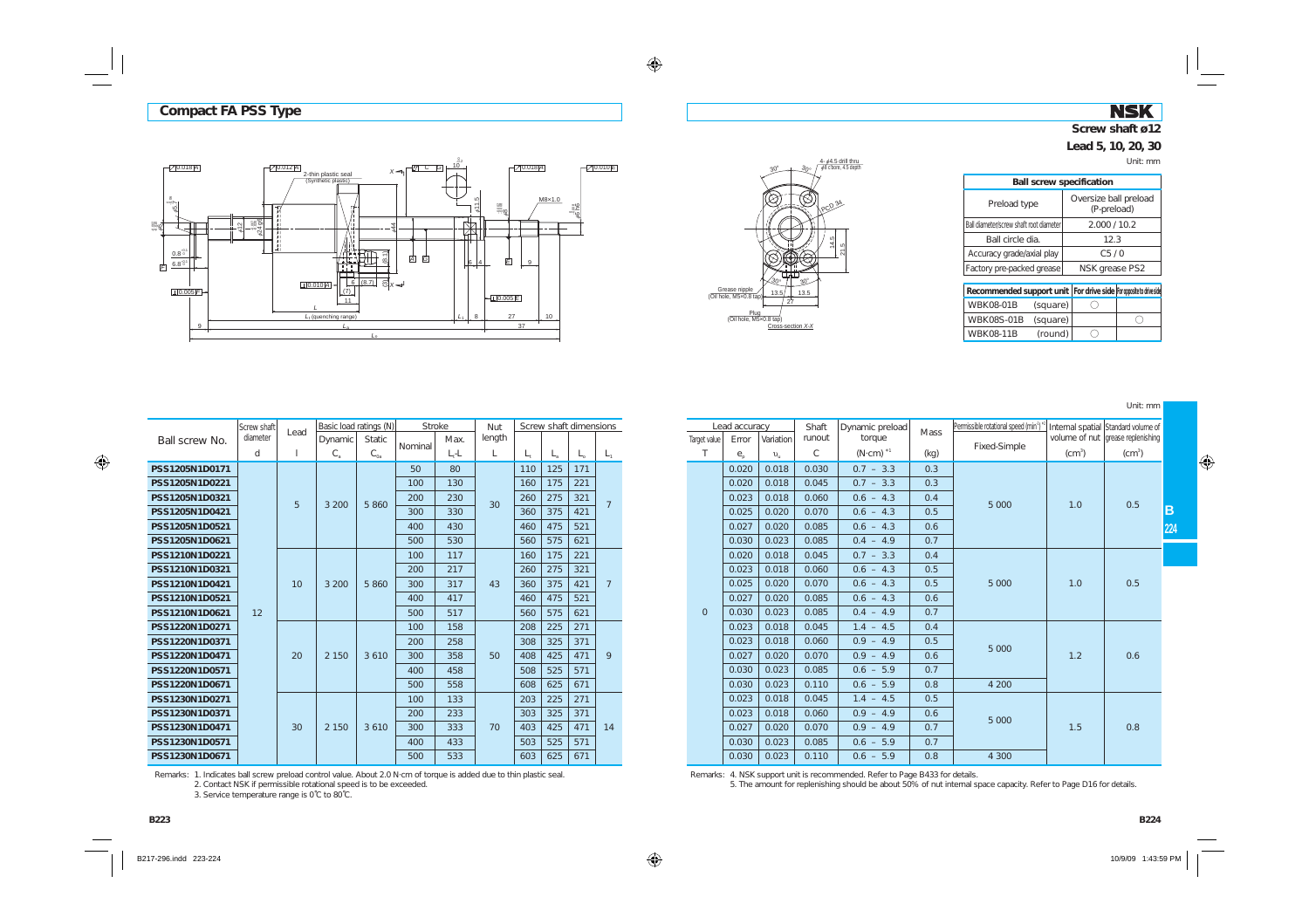## Compact FA PSS Type

**Screw shaft ø12**

**Lead 5, 10, 20, 30**

Unit: mm

| Ball screw specification | |
|---|---|
| Preload type | Oversize ball preload (P-preload) |
| Ball diameter/screw shaft root diameter | 2.000 / 10.2 |
| Ball circle dia. | 12.3 |
| Accuracy grade/axial play | C5 / 0 |
| Factory pre-packed grease | NSK grease PS2 |

| Recommended support unit | | For drive side | For opposite to drive side |
|---|---|---|---|
| WBK08-01B | (square) | ○ | |
| WBK08S-01B | (square) | | ○ |
| WBK08-11B | (round) | ○ | |

Unit: mm

| Ball screw No. | Screw shaft diameter d | Lead l | Basic load ratings (N) Dynamic $C_a$ | Static $C_{0a}$ | Stroke Nominal | Max. $L_1$-L | Nut length L | Screw shaft dimensions $L_1$ | $L_a$ | $L_0$ | $L_t$ | Lead accuracy Target value T | Error $e_p$ | Variation $\upsilon_u$ | Shaft runout C | Dynamic preload torque (N·cm) [*1] | Mass (kg) | Permissible rotational speed (min⁻¹) [*2] Fixed-Simple | Internal spatial volume of nut ($cm^3$) | Standard volume of grease replenishing ($cm^3$) |
|---|---|---|---|---|---|---|---|---|---|---|---|---|---|---|---|---|---|---|---|---|
| PSS1205N1D0171 | 12 | 5 | 3 200 | 5 860 | 50 | 80 | 30 | 110 | 125 | 171 | 7 | 0 | 0.020 | 0.018 | 0.030 | 0.7 – 3.3 | 0.3 | 5 000 | 1.0 | 0.5 |
| PSS1205N1D0221 | | | | | 100 | 130 | | 160 | 175 | 221 | | | 0.020 | 0.018 | 0.045 | 0.7 – 3.3 | 0.3 | | | |
| PSS1205N1D0321 | | | | | 200 | 230 | | 260 | 275 | 321 | | | 0.023 | 0.018 | 0.060 | 0.6 – 4.3 | 0.4 | | | |
| PSS1205N1D0421 | | | | | 300 | 330 | | 360 | 375 | 421 | | | 0.025 | 0.020 | 0.070 | 0.6 – 4.3 | 0.5 | | | |
| PSS1205N1D0521 | | | | | 400 | 430 | | 460 | 475 | 521 | | | 0.027 | 0.020 | 0.085 | 0.6 – 4.3 | 0.6 | | | |
| PSS1205N1D0621 | | | | | 500 | 530 | | 560 | 575 | 621 | | | 0.030 | 0.023 | 0.085 | 0.4 – 4.9 | 0.7 | | | |
| PSS1210N1D0221 | | 10 | 3 200 | 5 860 | 100 | 117 | 43 | 160 | 175 | 221 | 7 | | 0.020 | 0.018 | 0.045 | 0.7 – 3.3 | 0.4 | 5 000 | 1.0 | 0.5 |
| PSS1210N1D0321 | | | | | 200 | 217 | | 260 | 275 | 321 | | | 0.023 | 0.018 | 0.060 | 0.6 – 4.3 | 0.5 | | | |
| PSS1210N1D0421 | | | | | 300 | 317 | | 360 | 375 | 421 | | | 0.025 | 0.020 | 0.070 | 0.6 – 4.3 | 0.5 | | | |
| PSS1210N1D0521 | | | | | 400 | 417 | | 460 | 475 | 521 | | | 0.027 | 0.020 | 0.085 | 0.6 – 4.3 | 0.6 | | | |
| PSS1210N1D0621 | | | | | 500 | 517 | | 560 | 575 | 621 | | | 0.030 | 0.023 | 0.085 | 0.4 – 4.9 | 0.7 | | | |
| PSS1220N1D0271 | | 20 | 2 150 | 3 610 | 100 | 158 | 50 | 208 | 225 | 271 | 9 | | 0.023 | 0.018 | 0.045 | 1.4 – 4.5 | 0.4 | 5 000 | 1.2 | 0.6 |
| PSS1220N1D0371 | | | | | 200 | 258 | | 308 | 325 | 371 | | | 0.023 | 0.018 | 0.060 | 0.9 – 4.9 | 0.5 | | | |
| PSS1220N1D0471 | | | | | 300 | 358 | | 408 | 425 | 471 | | | 0.027 | 0.020 | 0.070 | 0.9 – 4.9 | 0.6 | | | |
| PSS1220N1D0571 | | | | | 400 | 458 | | 508 | 525 | 571 | | | 0.030 | 0.023 | 0.085 | 0.6 – 5.9 | 0.7 | | | |
| PSS1220N1D0671 | | | | | 500 | 558 | | 608 | 625 | 671 | | | 0.030 | 0.023 | 0.110 | 0.6 – 5.9 | 0.8 | 4 200 | | |
| PSS1230N1D0271 | | 30 | 2 150 | 3 610 | 100 | 133 | 70 | 203 | 225 | 271 | 14 | | 0.023 | 0.018 | 0.045 | 1.4 – 4.5 | 0.5 | 5 000 | 1.5 | 0.8 |
| PSS1230N1D0371 | | | | | 200 | 233 | | 303 | 325 | 371 | | | 0.023 | 0.018 | 0.060 | 0.9 – 4.9 | 0.6 | | | |
| PSS1230N1D0471 | | | | | 300 | 333 | | 403 | 425 | 471 | | | 0.027 | 0.020 | 0.070 | 0.9 – 4.9 | 0.7 | | | |
| PSS1230N1D0571 | | | | | 400 | 433 | | 503 | 525 | 571 | | | 0.030 | 0.023 | 0.085 | 0.6 – 5.9 | 0.7 | | | |
| PSS1230N1D0671 | | | | | 500 | 533 | | 603 | 625 | 671 | | | 0.030 | 0.023 | 0.110 | 0.6 – 5.9 | 0.8 | 4 300 | | |

Remarks:
1. Indicates ball screw preload control value. About 2.0 N·cm of torque is added due to thin plastic seal.
2. Contact NSK if permissible rotational speed is to be exceeded.
3. Service temperature range is 0℃ to 80℃.
4. NSK support unit is recommended. Refer to Page B433 for details.
5. The amount for replenishing should be about 50% of nut internal space capacity. Refer to Page D16 for details.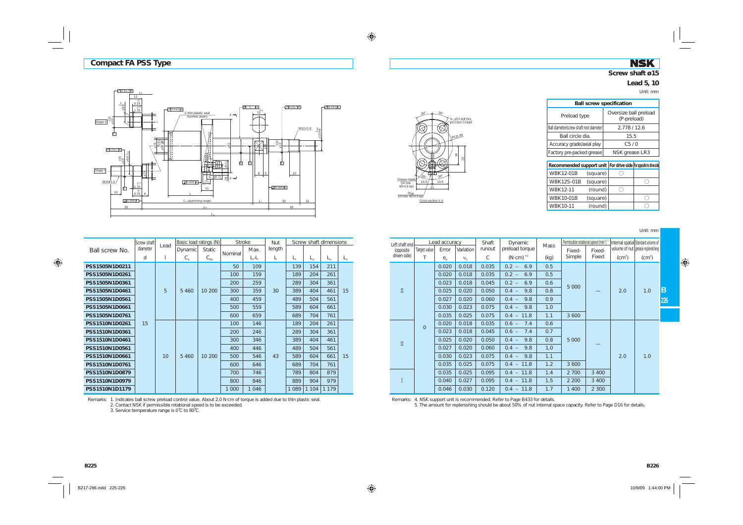# Compact FA PSS Type

**Screw shaft ø15**

**Lead 5, 10**

Unit: mm

| Ball screw specification | |
|---|---|
| Preload type | Oversize ball preload (P-preload) |
| Ball diameter/screw shaft root diameter | 2.778 / 12.6 |
| Ball circle dia. | 15.5 |
| Accuracy grade/axial play | C5 / 0 |
| Factory pre-packed grease | NSK grease LR3 |

| Recommended support unit | | For drive side | For opposite to drive side |
|---|---|---|---|
| WBK12-01B | (square) | ○ | |
| WBK12S-01B | (square) | | ○ |
| WBK12-11 | (round) | ○ | |
| WBK10-01B | (square) | | ○ |
| WBK10-11 | (round) | | ○ |

Unit: mm

| Ball screw No. | Screw shaft diameter | Lead | Basic load ratings (N) | | Stroke | | Nut length | Screw shaft dimensions | | | | Left shaft end (opposite driven side) | Lead accuracy | | | Shaft runout | Dynamic preload torque | Mass | Permissible rotational speed (min⁻¹) *2 | | Internal spatial volume of nut | Standard volume of grease replenishing |
|---|---|---|---|---|---|---|---|---|---|---|---|---|---|---|---|---|---|---|---|---|---|---|
| | d | l | Dynamic $C_a$ | Static $C_{0a}$ | Nominal | Max. $L_1$-L | L | $L_1$ | $L_a$ | $L_0$ | $L_t$ | | Target value T | Error $e_p$ | Variation $\upsilon_u$ | C | (N·cm) *1 | (kg) | Fixed-Simple | Fixed-Fixed | (cm³) | (cm³) |
| PSS1505N1D0211 | 15 | 5 | 5 460 | 10 200 | 50 | 109 | 30 | 139 | 154 | 211 | 15 | II | 0 | 0.020 | 0.018 | 0.035 | 0.2 – 6.9 | 0.5 | 5 000 | — | 2.0 | 1.0 |
| PSS1505N1D0261 | | | | | 100 | 159 | | 189 | 204 | 261 | | | | 0.020 | 0.018 | 0.035 | 0.2 – 6.9 | 0.5 | | | | |
| PSS1505N1D0361 | | | | | 200 | 259 | | 289 | 304 | 361 | | | | 0.023 | 0.018 | 0.045 | 0.2 – 6.9 | 0.6 | | | | |
| PSS1505N1D0461 | | | | | 300 | 359 | | 389 | 404 | 461 | | | | 0.025 | 0.020 | 0.050 | 0.4 – 9.8 | 0.8 | | | | |
| PSS1505N1D0561 | | | | | 400 | 459 | | 489 | 504 | 561 | | | | 0.027 | 0.020 | 0.060 | 0.4 – 9.8 | 0.9 | | | | |
| PSS1505N1D0661 | | | | | 500 | 559 | | 589 | 604 | 661 | | | | 0.030 | 0.023 | 0.075 | 0.4 – 9.8 | 1.0 | | | | |
| PSS1505N1D0761 | | | | | 600 | 659 | | 689 | 704 | 761 | | | | 0.035 | 0.025 | 0.075 | 0.4 – 11.8 | 1.1 | 3 600 | | | |
| PSS1510N1D0261 | | 10 | 5 460 | 10 200 | 100 | 146 | 43 | 189 | 204 | 261 | 15 | II | | 0.020 | 0.018 | 0.035 | 0.6 – 7.4 | 0.6 | 5 000 | — | 2.0 | 1.0 |
| PSS1510N1D0361 | | | | | 200 | 246 | | 289 | 304 | 361 | | | | 0.023 | 0.018 | 0.045 | 0.6 – 7.4 | 0.7 | | | | |
| PSS1510N1D0461 | | | | | 300 | 346 | | 389 | 404 | 461 | | | | 0.025 | 0.020 | 0.050 | 0.4 – 9.8 | 0.8 | | | | |
| PSS1510N1D0561 | | | | | 400 | 446 | | 489 | 504 | 561 | | | | 0.027 | 0.020 | 0.060 | 0.4 – 9.8 | 1.0 | | | | |
| PSS1510N1D0661 | | | | | 500 | 546 | | 589 | 604 | 661 | | | | 0.030 | 0.023 | 0.075 | 0.4 – 9.8 | 1.1 | | | | |
| PSS1510N1D0761 | | | | | 600 | 646 | | 689 | 704 | 761 | | | | 0.035 | 0.025 | 0.075 | 0.4 – 11.8 | 1.2 | 3 600 | | | |
| PSS1510N1D0879 | | | | | 700 | 746 | | 789 | 804 | 879 | | I | | 0.035 | 0.025 | 0.095 | 0.4 – 11.8 | 1.4 | 2 700 | 3 400 | | |
| PSS1510N1D0979 | | | | | 800 | 846 | | 889 | 904 | 979 | | | | 0.040 | 0.027 | 0.095 | 0.4 – 11.8 | 1.5 | 2 200 | 3 400 | | |
| PSS1510N1D1179 | | | | | 1 000 | 1 046 | | 1 089 | 1 104 | 1 179 | | | | 0.046 | 0.030 | 0.120 | 0.4 – 11.8 | 1.7 | 1 400 | 2 300 | | |

Remarks:
1. Indicates ball screw preload control value. About 2.0 N·cm of torque is added due to thin plastic seal.
2. Contact NSK if permissible rotational speed is to be exceeded.
3. Service temperature range is 0℃ to 80℃.
4. NSK support unit is recommended. Refer to Page B433 for details.
5. The amount for replenishing should be about 50% of nut internal space capacity. Refer to Page D16 for details.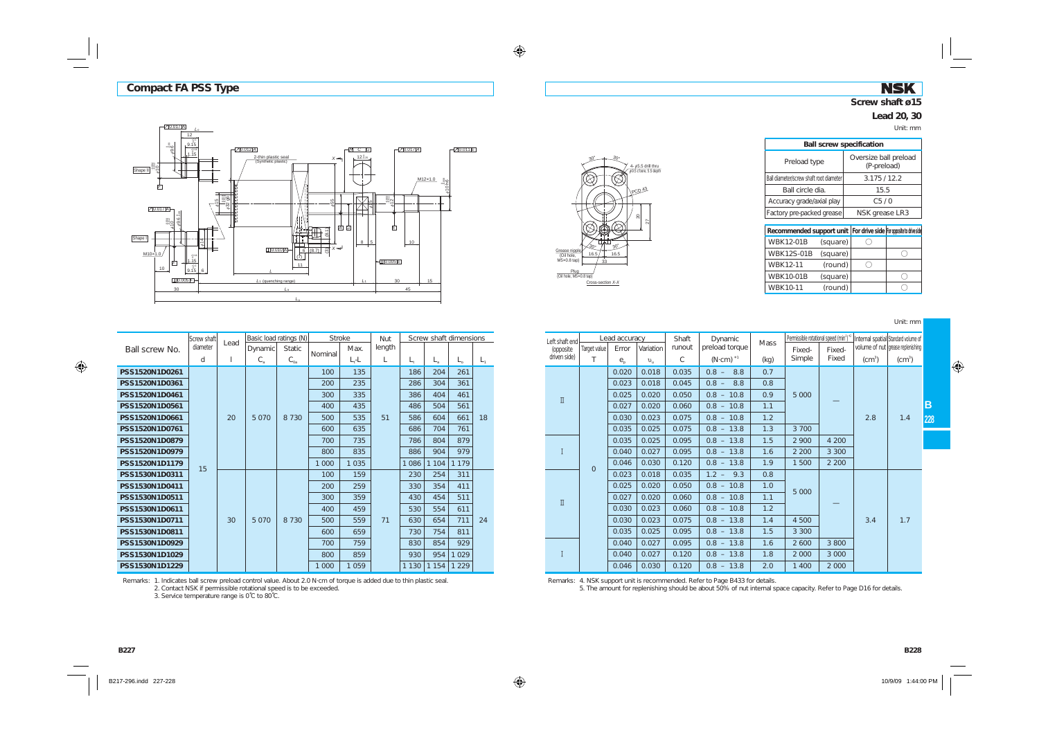## Compact FA PSS Type

**Screw shaft ø15**

**Lead 20, 30**

Unit: mm

| Ball screw specification | |
|---|---|
| Preload type | Oversize ball preload (P-preload) |
| Ball diameter/screw shaft root diameter | 3.175 / 12.2 |
| Ball circle dia. | 15.5 |
| Accuracy grade/axial play | C5 / 0 |
| Factory pre-packed grease | NSK grease LR3 |

| Recommended support unit | | For drive side | For opposite to drive side |
|---|---|---|---|
| WBK12-01B | (square) | ○ | |
| WBK12S-01B | (square) | | ○ |
| WBK12-11 | (round) | ○ | |
| WBK10-01B | (square) | | ○ |
| WBK10-11 | (round) | | ○ |

Unit: mm

| Ball screw No. | Screw shaft diameter $d$ | Lead $l$ | Basic load ratings (N) Dynamic $C_a$ | Static $C_{0a}$ | Stroke Nominal | Max. $L_1$-$L$ | Nut length $L$ | Screw shaft dimensions $L_1$ | $L_a$ | $L_0$ | $L_t$ | Left shaft end (opposite driven side) | Lead accuracy Target value $T$ | Error $e_p$ | Variation $\upsilon_u$ | Shaft runout $C$ | Dynamic preload torque (N·cm) *1 | Mass (kg) | Permissible rotational speed (min⁻¹) *2 Fixed-Simple | Fixed-Fixed | Internal spatial volume of nut (cm³) | Standard volume of grease replenishing (cm³) |
|---|---|---|---|---|---|---|---|---|---|---|---|---|---|---|---|---|---|---|---|---|---|---|
| PSS1520N1D0261 | 15 | 20 | 5 070 | 8 730 | 100 | 135 | 51 | 186 | 204 | 261 | 18 | II | 0 | 0.020 | 0.018 | 0.035 | 0.8 – 8.8 | 0.7 | 5 000 | — | 2.8 | 1.4 |
| PSS1520N1D0361 | | | | | 200 | 235 | | 286 | 304 | 361 | | | | 0.023 | 0.018 | 0.045 | 0.8 – 8.8 | 0.8 | | | | |
| PSS1520N1D0461 | | | | | 300 | 335 | | 386 | 404 | 461 | | | | 0.025 | 0.020 | 0.050 | 0.8 – 10.8 | 0.9 | | | | |
| PSS1520N1D0561 | | | | | 400 | 435 | | 486 | 504 | 561 | | | | 0.027 | 0.020 | 0.060 | 0.8 – 10.8 | 1.1 | | | | |
| PSS1520N1D0661 | | | | | 500 | 535 | | 586 | 604 | 661 | | | | 0.030 | 0.023 | 0.075 | 0.8 – 10.8 | 1.2 | | | | |
| PSS1520N1D0761 | | | | | 600 | 635 | | 686 | 704 | 761 | | | | 0.035 | 0.025 | 0.075 | 0.8 – 13.8 | 1.3 | 3 700 | | | |
| PSS1520N1D0879 | | | | | 700 | 735 | | 786 | 804 | 879 | | I | | 0.035 | 0.025 | 0.095 | 0.8 – 13.8 | 1.5 | 2 900 | 4 200 | | |
| PSS1520N1D0979 | | | | | 800 | 835 | | 886 | 904 | 979 | | | | 0.040 | 0.027 | 0.095 | 0.8 – 13.8 | 1.6 | 2 200 | 3 300 | | |
| PSS1520N1D1179 | | | | | 1 000 | 1 035 | | 1 086 | 1 104 | 1 179 | | | | 0.046 | 0.030 | 0.120 | 0.8 – 13.8 | 1.9 | 1 500 | 2 200 | | |
| PSS1530N1D0311 | | 30 | 5 070 | 8 730 | 100 | 159 | 71 | 230 | 254 | 311 | 24 | II | | 0.023 | 0.018 | 0.035 | 1.2 – 9.3 | 0.8 | 5 000 | — | 3.4 | 1.7 |
| PSS1530N1D0411 | | | | | 200 | 259 | | 330 | 354 | 411 | | | | 0.025 | 0.020 | 0.050 | 0.8 – 10.8 | 1.0 | | | | |
| PSS1530N1D0511 | | | | | 300 | 359 | | 430 | 454 | 511 | | | | 0.027 | 0.020 | 0.060 | 0.8 – 10.8 | 1.1 | | | | |
| PSS1530N1D0611 | | | | | 400 | 459 | | 530 | 554 | 611 | | | | 0.030 | 0.023 | 0.060 | 0.8 – 10.8 | 1.2 | | | | |
| PSS1530N1D0711 | | | | | 500 | 559 | | 630 | 654 | 711 | | | | 0.030 | 0.023 | 0.075 | 0.8 – 13.8 | 1.4 | 4 500 | | | |
| PSS1530N1D0811 | | | | | 600 | 659 | | 730 | 754 | 811 | | | | 0.035 | 0.025 | 0.095 | 0.8 – 13.8 | 1.5 | 3 300 | | | |
| PSS1530N1D0929 | | | | | 700 | 759 | | 830 | 854 | 929 | | I | | 0.040 | 0.027 | 0.095 | 0.8 – 13.8 | 1.6 | 2 600 | 3 800 | | |
| PSS1530N1D1029 | | | | | 800 | 859 | | 930 | 954 | 1 029 | | | | 0.040 | 0.027 | 0.120 | 0.8 – 13.8 | 1.8 | 2 000 | 3 000 | | |
| PSS1530N1D1229 | | | | | 1 000 | 1 059 | | 1 130 | 1 154 | 1 229 | | | | 0.046 | 0.030 | 0.120 | 0.8 – 13.8 | 2.0 | 1 400 | 2 000 | | |

Remarks:
1. Indicates ball screw preload control value. About 2.0 N·cm of torque is added due to thin plastic seal.
2. Contact NSK if permissible rotational speed is to be exceeded.
3. Service temperature range is 0℃ to 80℃.
4. NSK support unit is recommended. Refer to Page B433 for details.
5. The amount for replenishing should be about 50% of nut internal space capacity. Refer to Page D16 for details.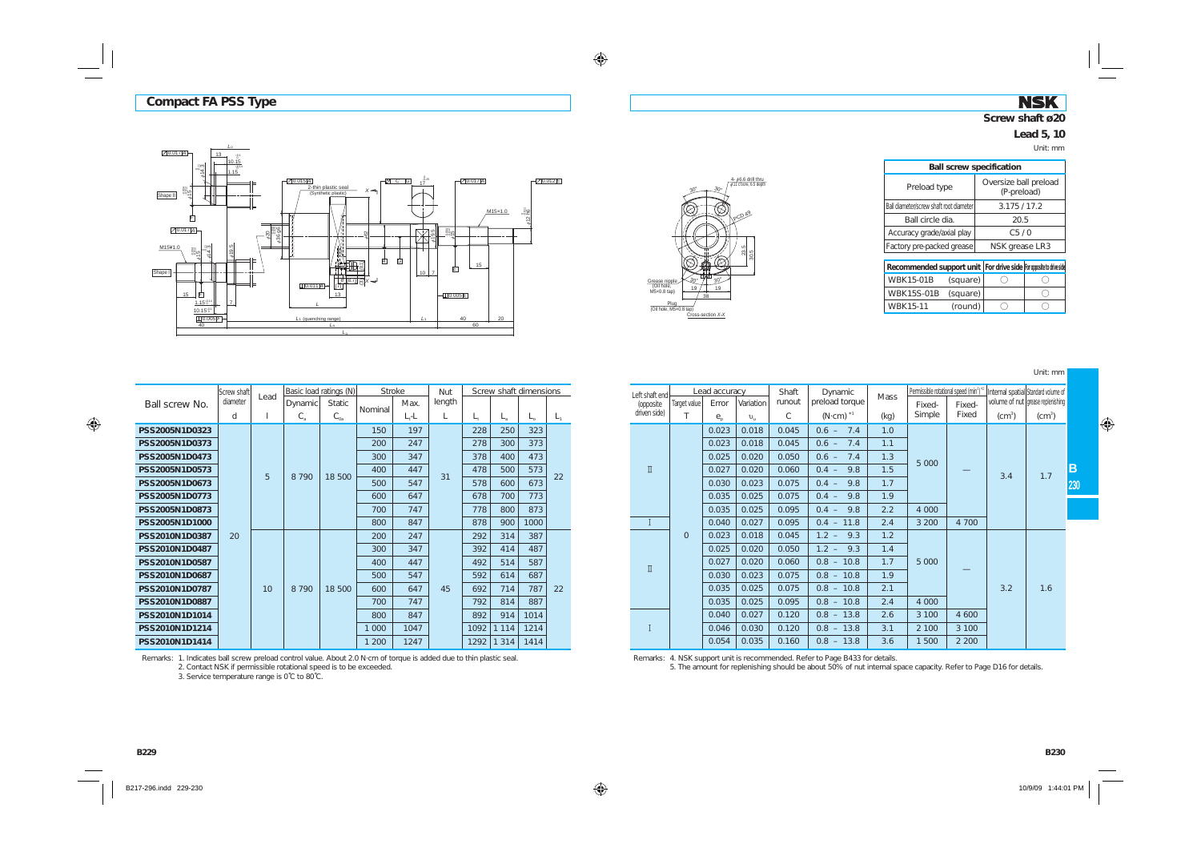# Compact FA PSS Type

**Screw shaft ø20**

**Lead 5, 10**

Unit: mm

| Ball screw specification | |
|---|---|
| Preload type | Oversize ball preload (P-preload) |
| Ball diameter/screw shaft root diameter | 3.175 / 17.2 |
| Ball circle dia. | 20.5 |
| Accuracy grade/axial play | C5 / 0 |
| Factory pre-packed grease | NSK grease LR3 |

| Recommended support unit | | For drive side | For opposite to drive side |
|---|---|---|---|
| WBK15-01B | (square) | ○ | ○ |
| WBK15S-01B | (square) | | ○ |
| WBK15-11 | (round) | ○ | ○ |

Unit: mm

| Ball screw No. | Screw shaft diameter | Lead | Basic load ratings (N) | | Stroke | | Nut length | Screw shaft dimensions | | | | Left shaft end (opposite driven side) | Lead accuracy | | | Shaft runout | Dynamic preload torque | Mass | Permissible rotational speed (min⁻¹) *2 | | Internal spatial volume of nut | Standard volume of grease replenishing |
|---|---|---|---|---|---|---|---|---|---|---|---|---|---|---|---|---|---|---|---|---|---|---|
| | d | l | Dynamic $C_a$ | Static $C_{0a}$ | Nominal | Max. $L_1$-L | L | $L_t$ | $L_a$ | $L_o$ | $L_1$ | | Target value T | Error $e_p$ | Variation $\upsilon_u$ | C | (N·cm) *1 | (kg) | Fixed-Simple | Fixed-Fixed | (cm³) | (cm³) |
| PSS2005N1D0323 | 20 | 5 | 8 790 | 18 500 | 150 | 197 | 31 | 228 | 250 | 323 | 22 | II | 0 | 0.023 | 0.018 | 0.045 | 0.6 – 7.4 | 1.0 | 5 000 | — | 3.4 | 1.7 |
| PSS2005N1D0373 | | | | | 200 | 247 | | 278 | 300 | 373 | | | | 0.023 | 0.018 | 0.045 | 0.6 – 7.4 | 1.1 | | | | |
| PSS2005N1D0473 | | | | | 300 | 347 | | 378 | 400 | 473 | | | | 0.025 | 0.020 | 0.050 | 0.6 – 7.4 | 1.3 | | | | |
| PSS2005N1D0573 | | | | | 400 | 447 | | 478 | 500 | 573 | | | | 0.027 | 0.020 | 0.060 | 0.4 – 9.8 | 1.5 | | | | |
| PSS2005N1D0673 | | | | | 500 | 547 | | 578 | 600 | 673 | | | | 0.030 | 0.023 | 0.075 | 0.4 – 9.8 | 1.7 | | | | |
| PSS2005N1D0773 | | | | | 600 | 647 | | 678 | 700 | 773 | | | | 0.035 | 0.025 | 0.075 | 0.4 – 9.8 | 1.9 | | | | |
| PSS2005N1D0873 | | | | | 700 | 747 | | 778 | 800 | 873 | | | | 0.035 | 0.025 | 0.095 | 0.4 – 9.8 | 2.2 | 4 000 | | | |
| PSS2005N1D1000 | | | | | 800 | 847 | | 878 | 900 | 1000 | | I | | 0.040 | 0.027 | 0.095 | 0.4 – 11.8 | 2.4 | 3 200 | 4 700 | | |
| PSS2010N1D0387 | | 10 | 8 790 | 18 500 | 200 | 247 | 45 | 292 | 314 | 387 | 22 | II | | 0.023 | 0.018 | 0.045 | 1.2 – 9.3 | 1.2 | 5 000 | — | 3.2 | 1.6 |
| PSS2010N1D0487 | | | | | 300 | 347 | | 392 | 414 | 487 | | | | 0.025 | 0.020 | 0.050 | 1.2 – 9.3 | 1.4 | | | | |
| PSS2010N1D0587 | | | | | 400 | 447 | | 492 | 514 | 587 | | | | 0.027 | 0.020 | 0.060 | 0.8 – 10.8 | 1.7 | | | | |
| PSS2010N1D0687 | | | | | 500 | 547 | | 592 | 614 | 687 | | | | 0.030 | 0.023 | 0.075 | 0.8 – 10.8 | 1.9 | | | | |
| PSS2010N1D0787 | | | | | 600 | 647 | | 692 | 714 | 787 | | | | 0.035 | 0.025 | 0.075 | 0.8 – 10.8 | 2.1 | | | | |
| PSS2010N1D0887 | | | | | 700 | 747 | | 792 | 814 | 887 | | | | 0.035 | 0.025 | 0.095 | 0.8 – 10.8 | 2.4 | 4 000 | | | |
| PSS2010N1D1014 | | | | | 800 | 847 | | 892 | 914 | 1014 | | I | | 0.040 | 0.027 | 0.120 | 0.8 – 13.8 | 2.6 | 3 100 | 4 600 | | |
| PSS2010N1D1214 | | | | | 1 000 | 1047 | | 1092 | 1 114 | 1214 | | | | 0.046 | 0.030 | 0.120 | 0.8 – 13.8 | 3.1 | 2 100 | 3 100 | | |
| PSS2010N1D1414 | | | | | 1 200 | 1247 | | 1292 | 1 314 | 1414 | | | | 0.054 | 0.035 | 0.160 | 0.8 – 13.8 | 3.6 | 1 500 | 2 200 | | |

Remarks: 1. Indicates ball screw preload control value. About 2.0 N·cm of torque is added due to thin plastic seal.
2. Contact NSK if permissible rotational speed is to be exceeded.
3. Service temperature range is 0℃ to 80℃.
4. NSK support unit is recommended. Refer to Page B433 for details.
5. The amount for replenishing should be about 50% of nut internal space capacity. Refer to Page D16 for details.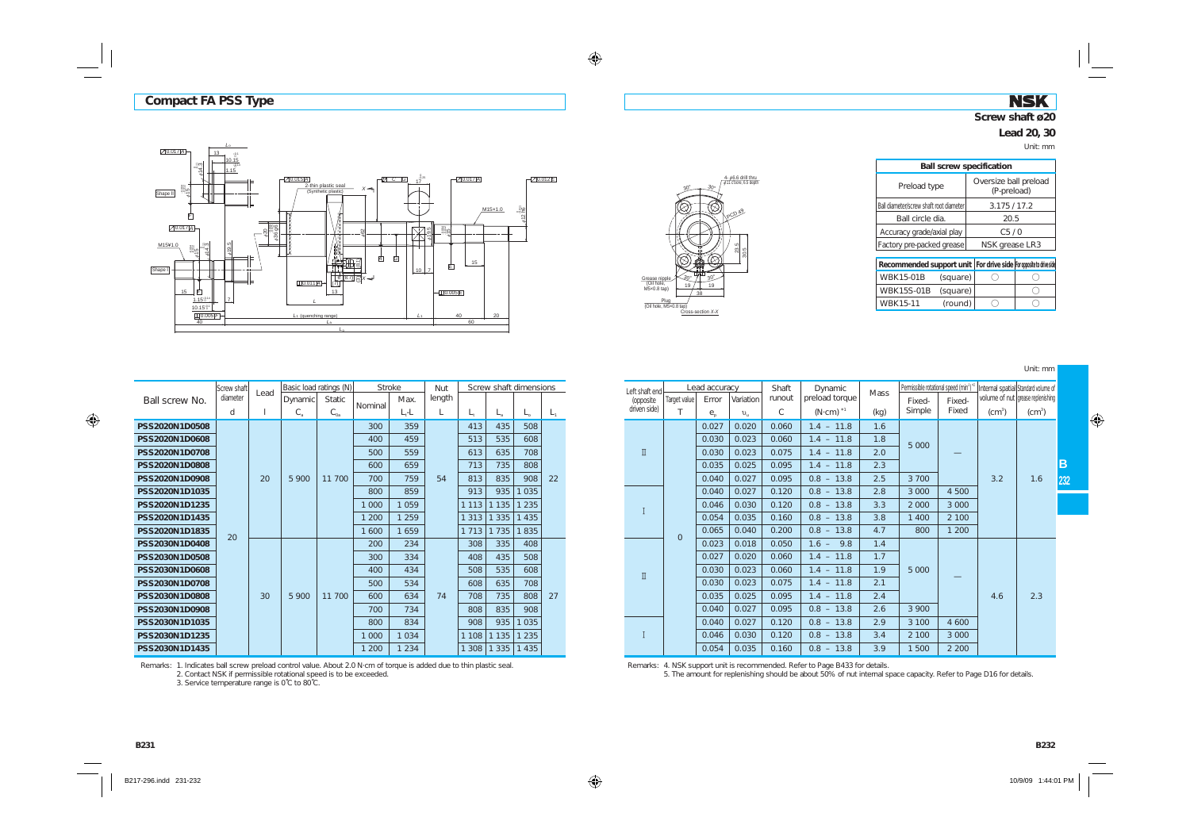## Compact FA PSS Type

**Screw shaft ø20**

**Lead 20, 30**

Unit: mm

| Ball screw specification | |
|---|---|
| Preload type | Oversize ball preload (P-preload) |
| Ball diameter/screw shaft root diameter | 3.175 / 17.2 |
| Ball circle dia. | 20.5 |
| Accuracy grade/axial play | C5 / 0 |
| Factory pre-packed grease | NSK grease LR3 |

| Recommended support unit | | For drive side | For opposite to drive side |
|---|---|---|---|
| WBK15-01B | (square) | ○ | ○ |
| WBK15S-01B | (square) | | ○ |
| WBK15-11 | (round) | ○ | ○ |

Unit: mm

| Ball screw No. | Screw shaft diameter d | Lead l | Basic load ratings (N) Dynamic $C_a$ | Static $C_{0a}$ | Stroke Nominal | Max. $L_t$-L | Nut length L | Screw shaft dimensions $L_1$ | $L_a$ | $L_o$ | $L_t$ | Left shaft end (opposite driven side) | Lead accuracy Target value T | Error $e_p$ | Variation $\upsilon_u$ | Shaft runout C | Dynamic preload torque (N·cm) *1 | Mass (kg) | Permissible rotational speed (min⁻¹) *2 Fixed-Simple | Fixed-Fixed | Internal spatial volume of nut (cm³) | Standard volume of grease replenishing (cm³) |
|---|---|---|---|---|---|---|---|---|---|---|---|---|---|---|---|---|---|---|---|---|---|---|
| PSS2020N1D0508 | 20 | 20 | 5 900 | 11 700 | 300 | 359 | 54 | 413 | 435 | 508 | 22 | Ⅱ | 0 | 0.027 | 0.020 | 0.060 | 1.4 – 11.8 | 1.6 | 5 000 | — | 3.2 | 1.6 |
| PSS2020N1D0608 | | | | | 400 | 459 | | 513 | 535 | 608 | | | | 0.030 | 0.023 | 0.060 | 1.4 – 11.8 | 1.8 | | | | |
| PSS2020N1D0708 | | | | | 500 | 559 | | 613 | 635 | 708 | | | | 0.030 | 0.023 | 0.075 | 1.4 – 11.8 | 2.0 | | | | |
| PSS2020N1D0808 | | | | | 600 | 659 | | 713 | 735 | 808 | | | | 0.035 | 0.025 | 0.095 | 1.4 – 11.8 | 2.3 | | | | |
| PSS2020N1D0908 | | | | | 700 | 759 | | 813 | 835 | 908 | | | | 0.040 | 0.027 | 0.095 | 0.8 – 13.8 | 2.5 | 3 700 | | | |
| PSS2020N1D1035 | | | | | 800 | 859 | | 913 | 935 | 1 035 | | Ⅰ | | 0.040 | 0.027 | 0.120 | 0.8 – 13.8 | 2.8 | 3 000 | 4 500 | | |
| PSS2020N1D1235 | | | | | 1 000 | 1 059 | | 1 113 | 1 135 | 1 235 | | | | 0.046 | 0.030 | 0.120 | 0.8 – 13.8 | 3.3 | 2 000 | 3 000 | | |
| PSS2020N1D1435 | | | | | 1 200 | 1 259 | | 1 313 | 1 335 | 1 435 | | | | 0.054 | 0.035 | 0.160 | 0.8 – 13.8 | 3.8 | 1 400 | 2 100 | | |
| PSS2020N1D1835 | | | | | 1 600 | 1 659 | | 1 713 | 1 735 | 1 835 | | | | 0.065 | 0.040 | 0.200 | 0.8 – 13.8 | 4.7 | 800 | 1 200 | | |
| PSS2030N1D0408 | | 30 | 5 900 | 11 700 | 200 | 234 | 74 | 308 | 335 | 408 | 27 | Ⅱ | | 0.023 | 0.018 | 0.050 | 1.6 – 9.8 | 1.4 | 5 000 | — | 4.6 | 2.3 |
| PSS2030N1D0508 | | | | | 300 | 334 | | 408 | 435 | 508 | | | | 0.027 | 0.020 | 0.060 | 1.4 – 11.8 | 1.7 | | | | |
| PSS2030N1D0608 | | | | | 400 | 434 | | 508 | 535 | 608 | | | | 0.030 | 0.023 | 0.060 | 1.4 – 11.8 | 1.9 | | | | |
| PSS2030N1D0708 | | | | | 500 | 534 | | 608 | 635 | 708 | | | | 0.030 | 0.023 | 0.075 | 1.4 – 11.8 | 2.1 | | | | |
| PSS2030N1D0808 | | | | | 600 | 634 | | 708 | 735 | 808 | | | | 0.035 | 0.025 | 0.095 | 1.4 – 11.8 | 2.4 | | | | |
| PSS2030N1D0908 | | | | | 700 | 734 | | 808 | 835 | 908 | | | | 0.040 | 0.027 | 0.095 | 0.8 – 13.8 | 2.6 | 3 900 | | | |
| PSS2030N1D1035 | | | | | 800 | 834 | | 908 | 935 | 1 035 | | Ⅰ | | 0.040 | 0.027 | 0.120 | 0.8 – 13.8 | 2.9 | 3 100 | 4 600 | | |
| PSS2030N1D1235 | | | | | 1 000 | 1 034 | | 1 108 | 1 135 | 1 235 | | | | 0.046 | 0.030 | 0.120 | 0.8 – 13.8 | 3.4 | 2 100 | 3 000 | | |
| PSS2030N1D1435 | | | | | 1 200 | 1 234 | | 1 308 | 1 335 | 1 435 | | | | 0.054 | 0.035 | 0.160 | 0.8 – 13.8 | 3.9 | 1 500 | 2 200 | | |

Remarks: 1. Indicates ball screw preload control value. About 2.0 N·cm of torque is added due to thin plastic seal.
2. Contact NSK if permissible rotational speed is to be exceeded.
3. Service temperature range is 0℃ to 80℃.
4. NSK support unit is recommended. Refer to Page B433 for details.
5. The amount for replenishing should be about 50% of nut internal space capacity. Refer to Page D16 for details.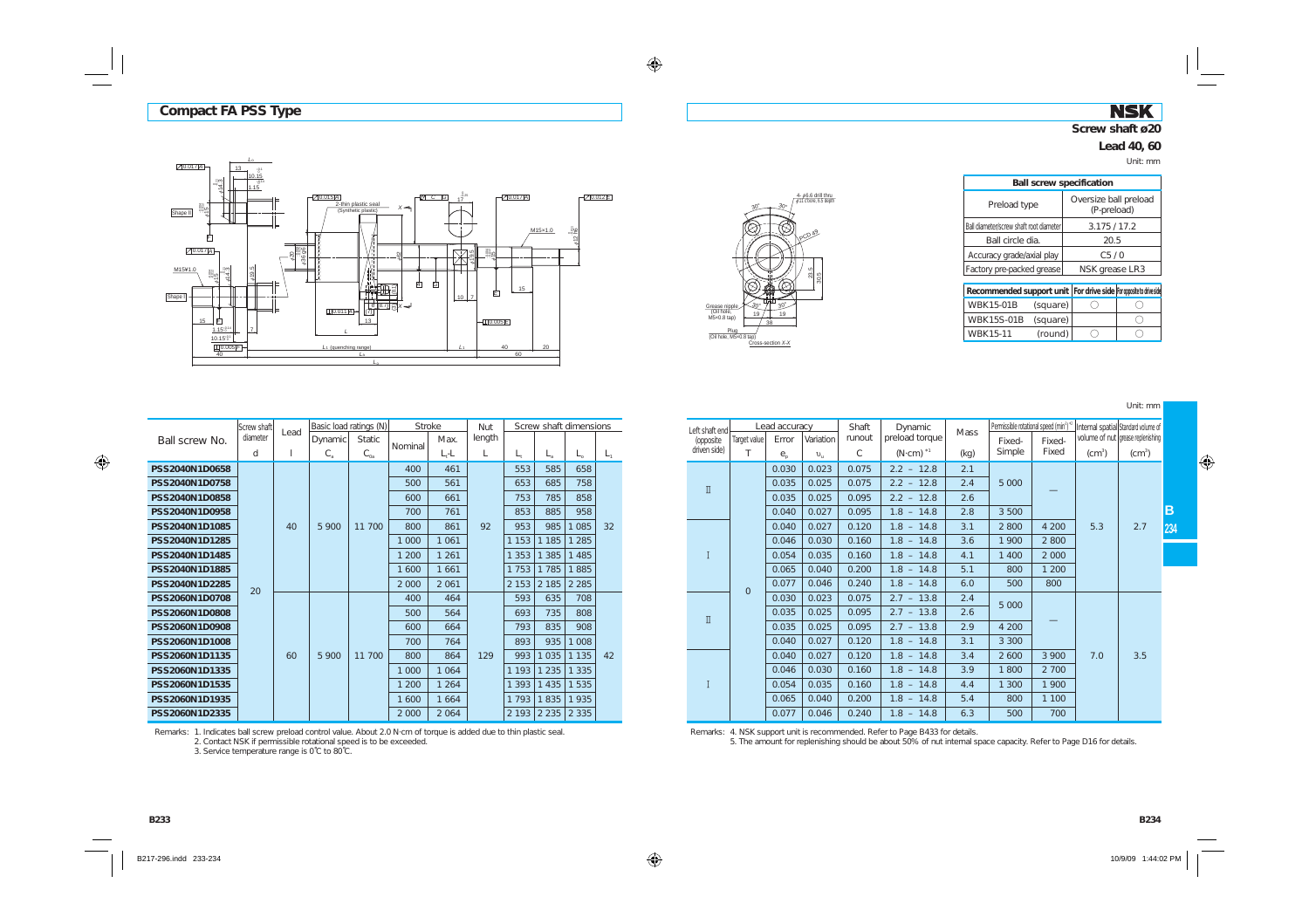## Compact FA PSS Type

**Screw shaft ø20**

**Lead 40, 60**

Unit: mm

| Ball screw specification | |
|---|---|
| Preload type | Oversize ball preload (P-preload) |
| Ball diameter/screw shaft root diameter | 3.175 / 17.2 |
| Ball circle dia. | 20.5 |
| Accuracy grade/axial play | C5 / 0 |
| Factory pre-packed grease | NSK grease LR3 |

| Recommended support unit | | For drive side | For opposite to drive side |
|---|---|---|---|
| WBK15-01B | (square) | ○ | ○ |
| WBK15S-01B | (square) | | ○ |
| WBK15-11 | (round) | ○ | ○ |

Unit: mm

| Ball screw No. | Screw shaft diameter | Lead | Basic load ratings (N) | | Stroke | | Nut length | Screw shaft dimensions | | | | Left shaft end (opposite driven side) | Lead accuracy | | | Shaft runout | Dynamic preload torque | Mass | Permissible rotational speed (min⁻¹) *2 | | Internal spatial volume of nut | Standard volume of grease replenishing |
|---|---|---|---|---|---|---|---|---|---|---|---|---|---|---|---|---|---|---|---|---|---|---|
| | d | l | Dynamic $C_a$ | Static $C_{0a}$ | Nominal | Max. $L_1$-L | L | $L_1$ | $L_a$ | $L_0$ | $L_t$ | | Target value T | Error $e_p$ | Variation $v_u$ | C | (N·cm) *1 | (kg) | Fixed-Simple | Fixed-Fixed | (cm³) | (cm³) |
| PSS2040N1D0658 | 20 | 40 | 5 900 | 11 700 | 400 | 461 | 92 | 553 | 585 | 658 | 32 | II | 0 | 0.030 | 0.023 | 0.075 | 2.2 – 12.8 | 2.1 | 5 000 | — | 5.3 | 2.7 |
| PSS2040N1D0758 | | | | | 500 | 561 | | 653 | 685 | 758 | | | | 0.035 | 0.025 | 0.075 | 2.2 – 12.8 | 2.4 | | | | |
| PSS2040N1D0858 | | | | | 600 | 661 | | 753 | 785 | 858 | | | | 0.035 | 0.025 | 0.095 | 2.2 – 12.8 | 2.6 | | | | |
| PSS2040N1D0958 | | | | | 700 | 761 | | 853 | 885 | 958 | | | | 0.040 | 0.027 | 0.095 | 1.8 – 14.8 | 2.8 | 3 500 | | | |
| PSS2040N1D1085 | | | | | 800 | 861 | | 953 | 985 | 1 085 | | I | | 0.040 | 0.027 | 0.120 | 1.8 – 14.8 | 3.1 | 2 800 | 4 200 | | |
| PSS2040N1D1285 | | | | | 1 000 | 1 061 | | 1 153 | 1 185 | 1 285 | | | | 0.046 | 0.030 | 0.160 | 1.8 – 14.8 | 3.6 | 1 900 | 2 800 | | |
| PSS2040N1D1485 | | | | | 1 200 | 1 261 | | 1 353 | 1 385 | 1 485 | | | | 0.054 | 0.035 | 0.160 | 1.8 – 14.8 | 4.1 | 1 400 | 2 000 | | |
| PSS2040N1D1885 | | | | | 1 600 | 1 661 | | 1 753 | 1 785 | 1 885 | | | | 0.065 | 0.040 | 0.200 | 1.8 – 14.8 | 5.1 | 800 | 1 200 | | |
| PSS2040N1D2285 | | | | | 2 000 | 2 061 | | 2 153 | 2 185 | 2 285 | | | | 0.077 | 0.046 | 0.240 | 1.8 – 14.8 | 6.0 | 500 | 800 | | |
| PSS2060N1D0708 | | 60 | 5 900 | 11 700 | 400 | 464 | 129 | 593 | 635 | 708 | 42 | II | | 0.030 | 0.023 | 0.075 | 2.7 – 13.8 | 2.4 | 5 000 | — | 7.0 | 3.5 |
| PSS2060N1D0808 | | | | | 500 | 564 | | 693 | 735 | 808 | | | | 0.035 | 0.025 | 0.095 | 2.7 – 13.8 | 2.6 | | | | |
| PSS2060N1D0908 | | | | | 600 | 664 | | 793 | 835 | 908 | | | | 0.035 | 0.025 | 0.095 | 2.7 – 13.8 | 2.9 | 4 200 | | | |
| PSS2060N1D1008 | | | | | 700 | 764 | | 893 | 935 | 1 008 | | | | 0.040 | 0.027 | 0.120 | 1.8 – 14.8 | 3.1 | 3 300 | | | |
| PSS2060N1D1135 | | | | | 800 | 864 | | 993 | 1 035 | 1 135 | | I | | 0.040 | 0.027 | 0.120 | 1.8 – 14.8 | 3.4 | 2 600 | 3 900 | | |
| PSS2060N1D1335 | | | | | 1 000 | 1 064 | | 1 193 | 1 235 | 1 335 | | | | 0.046 | 0.030 | 0.160 | 1.8 – 14.8 | 3.9 | 1 800 | 2 700 | | |
| PSS2060N1D1535 | | | | | 1 200 | 1 264 | | 1 393 | 1 435 | 1 535 | | | | 0.054 | 0.035 | 0.160 | 1.8 – 14.8 | 4.4 | 1 300 | 1 900 | | |
| PSS2060N1D1935 | | | | | 1 600 | 1 664 | | 1 793 | 1 835 | 1 935 | | | | 0.065 | 0.040 | 0.200 | 1.8 – 14.8 | 5.4 | 800 | 1 100 | | |
| PSS2060N1D2335 | | | | | 2 000 | 2 064 | | 2 193 | 2 235 | 2 335 | | | | 0.077 | 0.046 | 0.240 | 1.8 – 14.8 | 6.3 | 500 | 700 | | |

Remarks:
1. Indicates ball screw preload control value. About 2.0 N·cm of torque is added due to thin plastic seal.
2. Contact NSK if permissible rotational speed is to be exceeded.
3. Service temperature range is 0℃ to 80℃.
4. NSK support unit is recommended. Refer to Page B433 for details.
5. The amount for replenishing should be about 50% of nut internal space capacity. Refer to Page D16 for details.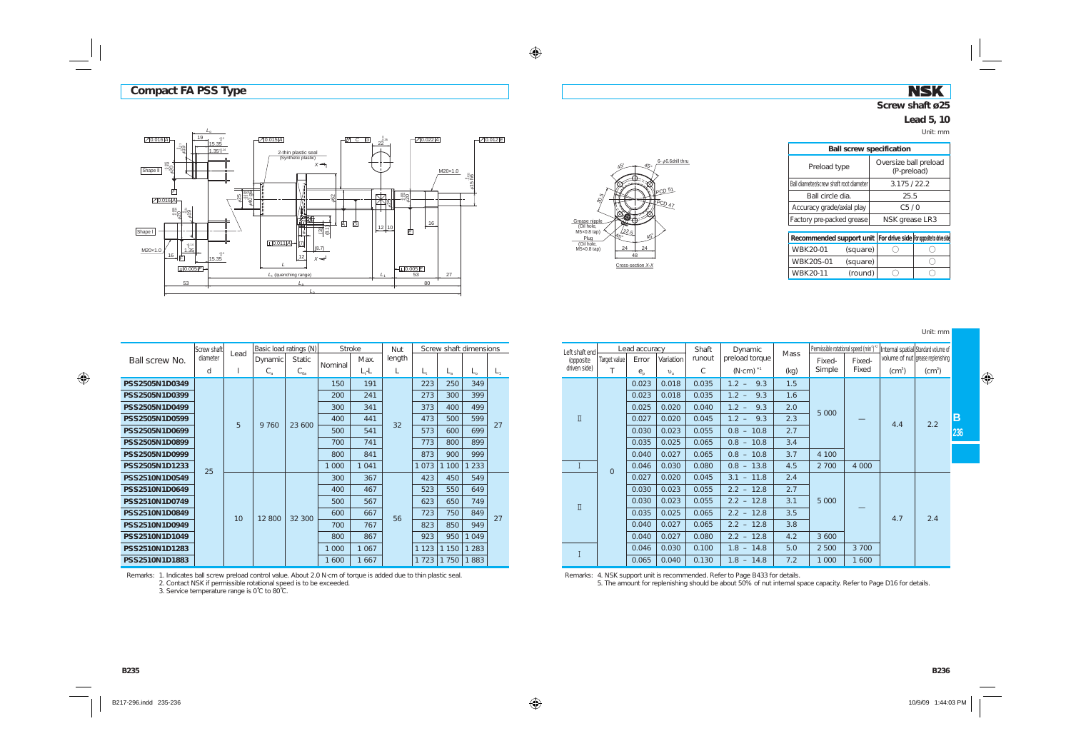## Compact FA PSS Type

**NSK**

**Screw shaft ø25**

**Lead 5, 10**

Unit: mm

| Ball screw specification | |
|---|---|
| Preload type | Oversize ball preload (P-preload) |
| Ball diameter/screw shaft root diameter | 3.175 / 22.2 |
| Ball circle dia. | 25.5 |
| Accuracy grade/axial play | C5 / 0 |
| Factory pre-packed grease | NSK grease LR3 |

| Recommended support unit | | For drive side | For opposite to drive side |
|---|---|---|---|
| WBK20-01 | (square) | ○ | ○ |
| WBK20S-01 | (square) | | ○ |
| WBK20-11 | (round) | ○ | ○ |

Unit: mm

| Ball screw No. | Screw shaft diameter | Lead | Basic load ratings (N) | | Stroke | | Nut length | Screw shaft dimensions | | | |
|---|---|---|---|---|---|---|---|---|---|---|---|
| | d | l | Dynamic $C_a$ | Static $C_{0a}$ | Nominal | Max. $L_t$-L | L | $L_t$ | $L_a$ | $L_o$ | $L_1$ |
| PSS2505N1D0349 | 25 | 5 | 9 760 | 23 600 | 150 | 191 | 32 | 223 | 250 | 349 | 27 |
| PSS2505N1D0399 | | | | | 200 | 241 | | 273 | 300 | 399 | |
| PSS2505N1D0499 | | | | | 300 | 341 | | 373 | 400 | 499 | |
| PSS2505N1D0599 | | | | | 400 | 441 | | 473 | 500 | 599 | |
| PSS2505N1D0699 | | | | | 500 | 541 | | 573 | 600 | 699 | |
| PSS2505N1D0899 | | | | | 700 | 741 | | 773 | 800 | 899 | |
| PSS2505N1D0999 | | | | | 800 | 841 | | 873 | 900 | 999 | |
| PSS2505N1D1233 | | | | | 1 000 | 1 041 | | 1 073 | 1 100 | 1 233 | |
| PSS2510N1D0549 | | 10 | 12 800 | 32 300 | 300 | 367 | 56 | 423 | 450 | 549 | 27 |
| PSS2510N1D0649 | | | | | 400 | 467 | | 523 | 550 | 649 | |
| PSS2510N1D0749 | | | | | 500 | 567 | | 623 | 650 | 749 | |
| PSS2510N1D0849 | | | | | 600 | 667 | | 723 | 750 | 849 | |
| PSS2510N1D0949 | | | | | 700 | 767 | | 823 | 850 | 949 | |
| PSS2510N1D1049 | | | | | 800 | 867 | | 923 | 950 | 1 049 | |
| PSS2510N1D1283 | | | | | 1 000 | 1 067 | | 1 123 | 1 150 | 1 283 | |
| PSS2510N1D1883 | | | | | 1 600 | 1 667 | | 1 723 | 1 750 | 1 883 | |

Remarks: 1. Indicates ball screw preload control value. About 2.0 N·cm of torque is added due to thin plastic seal.
2. Contact NSK if permissible rotational speed is to be exceeded.
3. Service temperature range is 0℃ to 80℃.

Unit: mm

| Left shaft end (opposite driven side) | Lead accuracy | | | Shaft runout | Dynamic preload torque | Mass | Permissible rotational speed (min⁻¹) *2 | | Internal spatial volume of nut | Standard volume of grease replenishing |
|---|---|---|---|---|---|---|---|---|---|---|
| | Target value T | Error $e_p$ | Variation $\upsilon_u$ | C | (N·cm) *1 | (kg) | Fixed-Simple | Fixed-Fixed | (cm³) | (cm³) |
| II | 0 | 0.023 | 0.018 | 0.035 | 1.2 – 9.3 | 1.5 | 5 000 | — | 4.4 | 2.2 |
| | | 0.023 | 0.018 | 0.035 | 1.2 – 9.3 | 1.6 | | | | |
| | | 0.025 | 0.020 | 0.040 | 1.2 – 9.3 | 2.0 | | | | |
| | | 0.027 | 0.020 | 0.045 | 1.2 – 9.3 | 2.3 | | | | |
| | | 0.030 | 0.023 | 0.055 | 0.8 – 10.8 | 2.7 | | | | |
| | | 0.035 | 0.025 | 0.065 | 0.8 – 10.8 | 3.4 | | | | |
| | | 0.040 | 0.027 | 0.065 | 0.8 – 10.8 | 3.7 | 4 100 | | | |
| I | | 0.046 | 0.030 | 0.080 | 0.8 – 13.8 | 4.5 | 2 700 | 4 000 | | |
| II | | 0.027 | 0.020 | 0.045 | 3.1 – 11.8 | 2.4 | 5 000 | — | 4.7 | 2.4 |
| | | 0.030 | 0.023 | 0.055 | 2.2 – 12.8 | 2.7 | | | | |
| | | 0.030 | 0.023 | 0.055 | 2.2 – 12.8 | 3.1 | | | | |
| | | 0.035 | 0.025 | 0.065 | 2.2 – 12.8 | 3.5 | | | | |
| | | 0.040 | 0.027 | 0.065 | 2.2 – 12.8 | 3.8 | | | | |
| | | 0.040 | 0.027 | 0.080 | 2.2 – 12.8 | 4.2 | 3 600 | | | |
| I | | 0.046 | 0.030 | 0.100 | 1.8 – 14.8 | 5.0 | 2 500 | 3 700 | | |
| | | 0.065 | 0.040 | 0.130 | 1.8 – 14.8 | 7.2 | 1 000 | 1 600 | | |

Remarks: 4. NSK support unit is recommended. Refer to Page B433 for details.
5. The amount for replenishing should be about 50% of nut internal space capacity. Refer to Page D16 for details.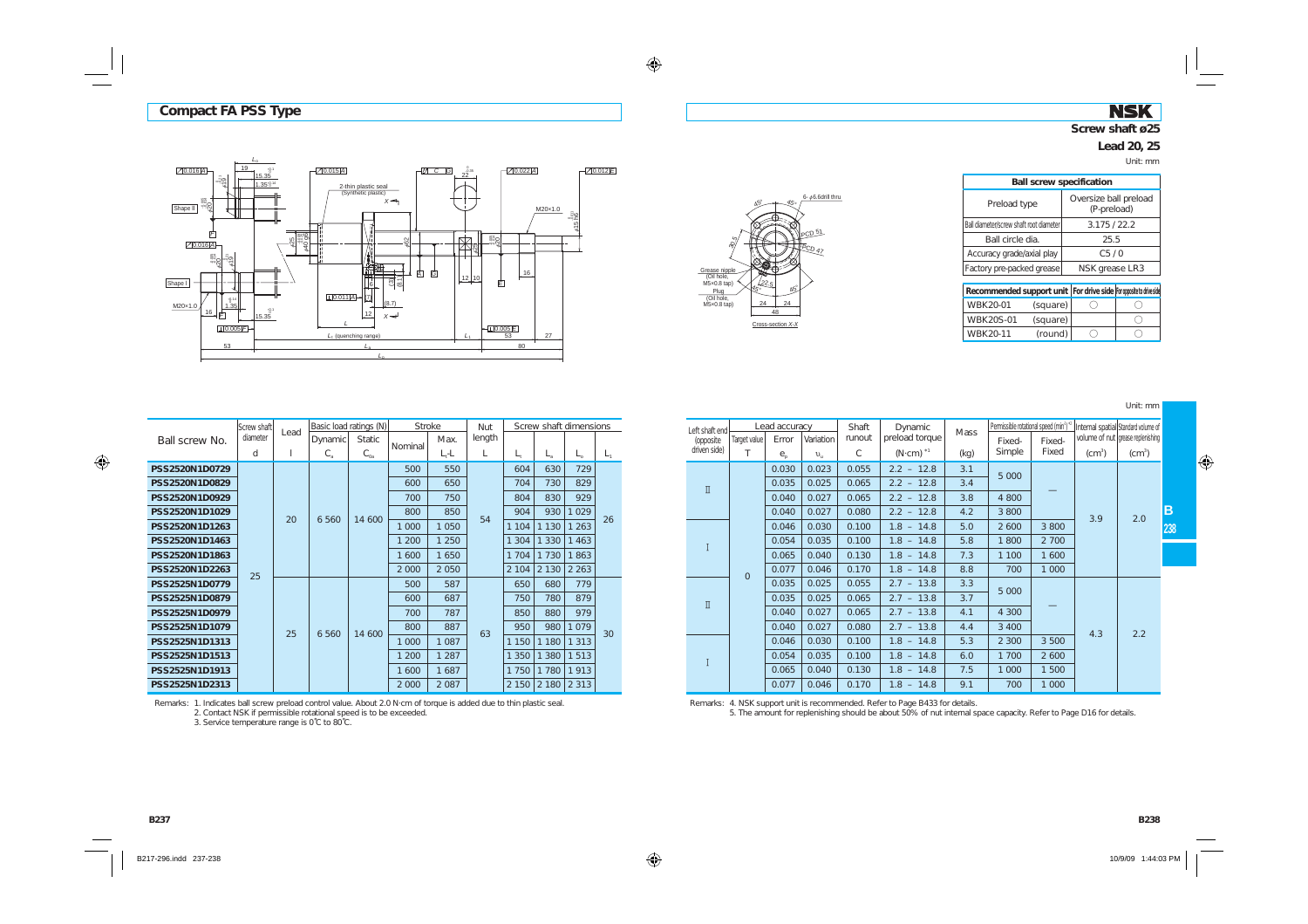## Compact FA PSS Type

**NSK**

**Screw shaft ø25**

**Lead 20, 25**

Unit: mm

| Ball screw specification | |
|---|---|
| Preload type | Oversize ball preload (P-preload) |
| Ball diameter/screw shaft root diameter | 3.175 / 22.2 |
| Ball circle dia. | 25.5 |
| Accuracy grade/axial play | C5 / 0 |
| Factory pre-packed grease | NSK grease LR3 |

| Recommended support unit | For drive side | For opposite to drive side |
|---|---|---|
| WBK20-01 (square) | ○ | ○ |
| WBK20S-01 (square) | | ○ |
| WBK20-11 (round) | ○ | ○ |

Unit: mm

| Ball screw No. | Screw shaft diameter d | Lead l | Basic load ratings (N) Dynamic $C_a$ | Static $C_{0a}$ | Stroke Nominal | Stroke Max. $L_t$-L | Nut length L | Screw shaft dimensions $L_t$ | $L_a$ | $L_o$ | $L_1$ | Left shaft end (opposite driven side) | Lead accuracy Target value T | Error $e_p$ | Variation $\upsilon_u$ | Shaft runout C | Dynamic preload torque (N·cm) *1 | Mass (kg) | Permissible rotational speed (min⁻¹) *2 Fixed-Simple | Fixed-Fixed | Internal spatial volume of nut (cm³) | Standard volume of grease replenishing (cm³) |
|---|---|---|---|---|---|---|---|---|---|---|---|---|---|---|---|---|---|---|---|---|---|---|
| PSS2520N1D0729 | 25 | 20 | 6 560 | 14 600 | 500 | 550 | 54 | 604 | 630 | 729 | 26 | II | 0 | 0.030 | 0.023 | 0.055 | 2.2 – 12.8 | 3.1 | 5 000 | — | 3.9 | 2.0 |
| PSS2520N1D0829 | | | | | 600 | 650 | | 704 | 730 | 829 | | | | 0.035 | 0.025 | 0.065 | 2.2 – 12.8 | 3.4 | | | | |
| PSS2520N1D0929 | | | | | 700 | 750 | | 804 | 830 | 929 | | | | 0.040 | 0.027 | 0.065 | 2.2 – 12.8 | 3.8 | 4 800 | | | |
| PSS2520N1D1029 | | | | | 800 | 850 | | 904 | 930 | 1 029 | | | | 0.040 | 0.027 | 0.080 | 2.2 – 12.8 | 4.2 | 3 800 | | | |
| PSS2520N1D1263 | | | | | 1 000 | 1 050 | | 1 104 | 1 130 | 1 263 | | I | | 0.046 | 0.030 | 0.100 | 1.8 – 14.8 | 5.0 | 2 600 | 3 800 | | |
| PSS2520N1D1463 | | | | | 1 200 | 1 250 | | 1 304 | 1 330 | 1 463 | | | | 0.054 | 0.035 | 0.100 | 1.8 – 14.8 | 5.8 | 1 800 | 2 700 | | |
| PSS2520N1D1863 | | | | | 1 600 | 1 650 | | 1 704 | 1 730 | 1 863 | | | | 0.065 | 0.040 | 0.130 | 1.8 – 14.8 | 7.3 | 1 100 | 1 600 | | |
| PSS2520N1D2263 | | | | | 2 000 | 2 050 | | 2 104 | 2 130 | 2 263 | | | | 0.077 | 0.046 | 0.170 | 1.8 – 14.8 | 8.8 | 700 | 1 000 | | |
| PSS2525N1D0779 | | 25 | 6 560 | 14 600 | 500 | 587 | 63 | 650 | 680 | 779 | 30 | II | | 0.035 | 0.025 | 0.055 | 2.7 – 13.8 | 3.3 | 5 000 | — | 4.3 | 2.2 |
| PSS2525N1D0879 | | | | | 600 | 687 | | 750 | 780 | 879 | | | | 0.035 | 0.025 | 0.065 | 2.7 – 13.8 | 3.7 | | | | |
| PSS2525N1D0979 | | | | | 700 | 787 | | 850 | 880 | 979 | | | | 0.040 | 0.027 | 0.065 | 2.7 – 13.8 | 4.1 | 4 300 | | | |
| PSS2525N1D1079 | | | | | 800 | 887 | | 950 | 980 | 1 079 | | | | 0.040 | 0.027 | 0.080 | 2.7 – 13.8 | 4.4 | 3 400 | | | |
| PSS2525N1D1313 | | | | | 1 000 | 1 087 | | 1 150 | 1 180 | 1 313 | | I | | 0.046 | 0.030 | 0.100 | 1.8 – 14.8 | 5.3 | 2 300 | 3 500 | | |
| PSS2525N1D1513 | | | | | 1 200 | 1 287 | | 1 350 | 1 380 | 1 513 | | | | 0.054 | 0.035 | 0.100 | 1.8 – 14.8 | 6.0 | 1 700 | 2 600 | | |
| PSS2525N1D1913 | | | | | 1 600 | 1 687 | | 1 750 | 1 780 | 1 913 | | | | 0.065 | 0.040 | 0.130 | 1.8 – 14.8 | 7.5 | 1 000 | 1 500 | | |
| PSS2525N1D2313 | | | | | 2 000 | 2 087 | | 2 150 | 2 180 | 2 313 | | | | 0.077 | 0.046 | 0.170 | 1.8 – 14.8 | 9.1 | 700 | 1 000 | | |

Remarks:
1. Indicates ball screw preload control value. About 2.0 N·cm of torque is added due to thin plastic seal.
2. Contact NSK if permissible rotational speed is to be exceeded.
3. Service temperature range is 0℃ to 80℃.
4. NSK support unit is recommended. Refer to Page B433 for details.
5. The amount for replenishing should be about 50% of nut internal space capacity. Refer to Page D16 for details.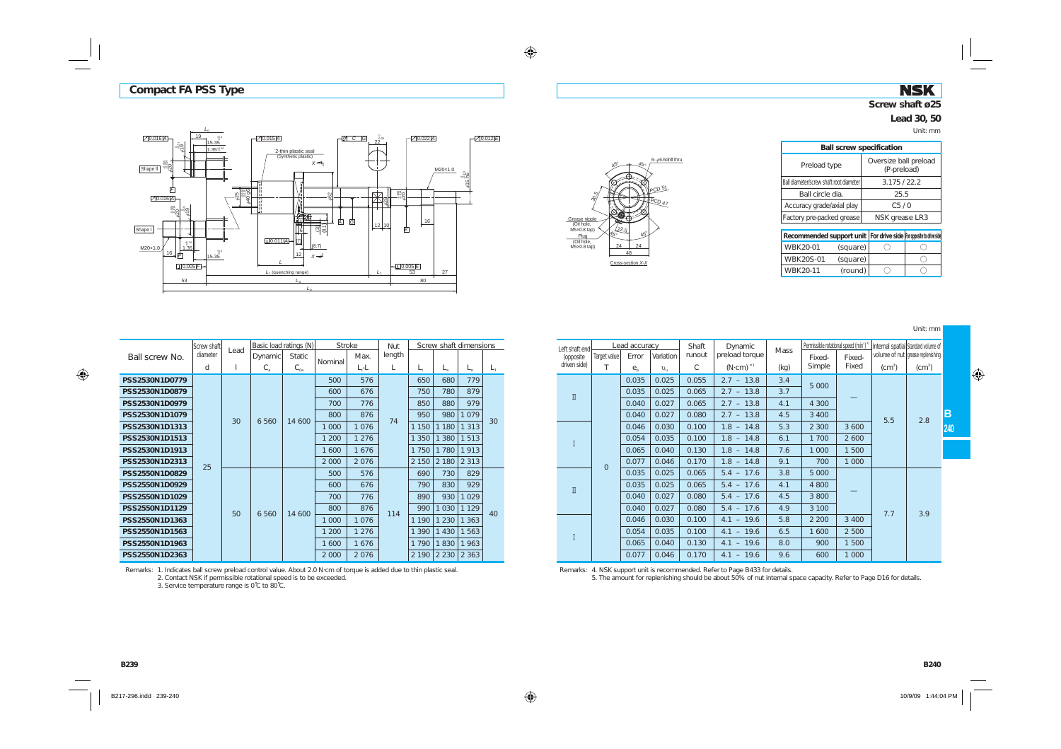## Compact FA PSS Type

**Screw shaft ø25**

**Lead 30, 50**

Unit: mm

Shape II

Shape I

M20×1.0

2-thin plastic seal (Synthetic plastic)

M20×1.0

$L_T$ (quenching range)

Grease nipple (Oil hole, M5×0.8 tap)

Plug (Oil hole, M5×0.8 tap)

6- ϕ6.6drill thru

PCD 51

PCD 47

Cross-section X-X

| Ball screw specification | |
|---|---|
| Preload type | Oversize ball preload (P-preload) |
| Ball diameter/screw shaft root diameter | 3.175 / 22.2 |
| Ball circle dia. | 25.5 |
| Accuracy grade/axial play | C5 / 0 |
| Factory pre-packed grease | NSK grease LR3 |

| Recommended support unit | | For drive side | For opposite to drive side |
|---|---|---|---|
| WBK20-01 | (square) | ○ | ○ |
| WBK20S-01 | (square) | | ○ |
| WBK20-11 | (round) | ○ | ○ |

Unit: mm

| Ball screw No. | Screw shaft diameter d | Lead l | Basic load ratings (N) Dynamic $C_a$ | Static $C_{0a}$ | Stroke Nominal | Stroke Max. $L_t$-L | Nut length L | Screw shaft dimensions $L_t$ | $L_a$ | $L_o$ | $L_1$ | Left shaft end (opposite driven side) | Lead accuracy Target value T | Error $e_p$ | Variation $\upsilon_u$ | Shaft runout C | Dynamic preload torque (N·cm) *1 | Mass (kg) | Permissible rotational speed (min⁻¹) *2 Fixed-Simple | Fixed-Fixed | Internal spatial volume of nut (cm³) | Standard volume of grease replenishing (cm³) |
|---|---|---|---|---|---|---|---|---|---|---|---|---|---|---|---|---|---|---|---|---|---|---|
| PSS2530N1D0779 | 25 | 30 | 6 560 | 14 600 | 500 | 576 | 74 | 650 | 680 | 779 | 30 | II | 0 | 0.035 | 0.025 | 0.055 | 2.7 – 13.8 | 3.4 | 5 000 | — | 5.5 | 2.8 |
| PSS2530N1D0879 | | | | | 600 | 676 | | 750 | 780 | 879 | | | | 0.035 | 0.025 | 0.065 | 2.7 – 13.8 | 3.7 | | | | |
| PSS2530N1D0979 | | | | | 700 | 776 | | 850 | 880 | 979 | | | | 0.040 | 0.027 | 0.065 | 2.7 – 13.8 | 4.1 | 4 300 | | | |
| PSS2530N1D1079 | | | | | 800 | 876 | | 950 | 980 | 1 079 | | | | 0.040 | 0.027 | 0.080 | 2.7 – 13.8 | 4.5 | 3 400 | | | |
| PSS2530N1D1313 | | | | | 1 000 | 1 076 | | 1 150 | 1 180 | 1 313 | | I | | 0.046 | 0.030 | 0.100 | 1.8 – 14.8 | 5.3 | 2 300 | 3 600 | | |
| PSS2530N1D1513 | | | | | 1 200 | 1 276 | | 1 350 | 1 380 | 1 513 | | | | 0.054 | 0.035 | 0.100 | 1.8 – 14.8 | 6.1 | 1 700 | 2 600 | | |
| PSS2530N1D1913 | | | | | 1 600 | 1 676 | | 1 750 | 1 780 | 1 913 | | | | 0.065 | 0.040 | 0.130 | 1.8 – 14.8 | 7.6 | 1 000 | 1 500 | | |
| PSS2530N1D2313 | | | | | 2 000 | 2 076 | | 2 150 | 2 180 | 2 313 | | | | 0.077 | 0.046 | 0.170 | 1.8 – 14.8 | 9.1 | 700 | 1 000 | | |
| PSS2550N1D0829 | | 50 | 6 560 | 14 600 | 500 | 576 | 114 | 690 | 730 | 829 | 40 | II | | 0.035 | 0.025 | 0.065 | 5.4 – 17.6 | 3.8 | 5 000 | — | 7.7 | 3.9 |
| PSS2550N1D0929 | | | | | 600 | 676 | | 790 | 830 | 929 | | | | 0.035 | 0.025 | 0.065 | 5.4 – 17.6 | 4.1 | 4 800 | | | |
| PSS2550N1D1029 | | | | | 700 | 776 | | 890 | 930 | 1 029 | | | | 0.040 | 0.027 | 0.080 | 5.4 – 17.6 | 4.5 | 3 800 | | | |
| PSS2550N1D1129 | | | | | 800 | 876 | | 990 | 1 030 | 1 129 | | | | 0.040 | 0.027 | 0.080 | 5.4 – 17.6 | 4.9 | 3 100 | | | |
| PSS2550N1D1363 | | | | | 1 000 | 1 076 | | 1 190 | 1 230 | 1 363 | | I | | 0.046 | 0.030 | 0.100 | 4.1 – 19.6 | 5.8 | 2 200 | 3 400 | | |
| PSS2550N1D1563 | | | | | 1 200 | 1 276 | | 1 390 | 1 430 | 1 563 | | | | 0.054 | 0.035 | 0.100 | 4.1 – 19.6 | 6.5 | 1 600 | 2 500 | | |
| PSS2550N1D1963 | | | | | 1 600 | 1 676 | | 1 790 | 1 830 | 1 963 | | | | 0.065 | 0.040 | 0.130 | 4.1 – 19.6 | 8.0 | 900 | 1 500 | | |
| PSS2550N1D2363 | | | | | 2 000 | 2 076 | | 2 190 | 2 230 | 2 363 | | | | 0.077 | 0.046 | 0.170 | 4.1 – 19.6 | 9.6 | 600 | 1 000 | | |

Remarks:
1. Indicates ball screw preload control value. About 2.0 N·cm of torque is added due to thin plastic seal.
2. Contact NSK if permissible rotational speed is to be exceeded.
3. Service temperature range is 0℃ to 80℃.
4. NSK support unit is recommended. Refer to Page B433 for details.
5. The amount for replenishing should be about 50% of nut internal space capacity. Refer to Page D16 for details.